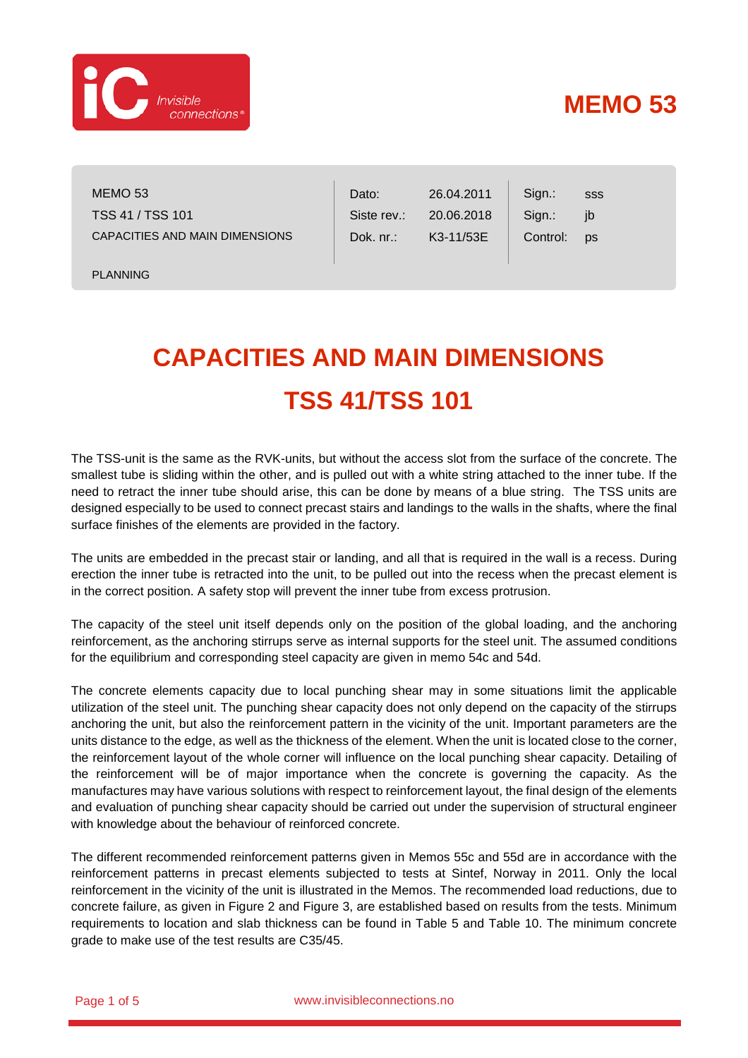# MEMO 53

| MEMO 53 | Dato: | 26.04.2011 | Sign.: | sss |
|---|---|---|---|---|
| TSS 41 / TSS 101 | Siste rev.: | 20.06.2018 | Sign.: | jb |
| CAPACITIES AND MAIN DIMENSIONS | Dok. nr.: | K3-11/53E | Control: | ps |
| PLANNING | | | | |

## CAPACITIES AND MAIN DIMENSIONS TSS 41/TSS 101

The TSS-unit is the same as the RVK-units, but without the access slot from the surface of the concrete. The smallest tube is sliding within the other, and is pulled out with a white string attached to the inner tube. If the need to retract the inner tube should arise, this can be done by means of a blue string. The TSS units are designed especially to be used to connect precast stairs and landings to the walls in the shafts, where the final surface finishes of the elements are provided in the factory.

The units are embedded in the precast stair or landing, and all that is required in the wall is a recess. During erection the inner tube is retracted into the unit, to be pulled out into the recess when the precast element is in the correct position. A safety stop will prevent the inner tube from excess protrusion.

The capacity of the steel unit itself depends only on the position of the global loading, and the anchoring reinforcement, as the anchoring stirrups serve as internal supports for the steel unit. The assumed conditions for the equilibrium and corresponding steel capacity are given in memo 54c and 54d.

The concrete elements capacity due to local punching shear may in some situations limit the applicable utilization of the steel unit. The punching shear capacity does not only depend on the capacity of the stirrups anchoring the unit, but also the reinforcement pattern in the vicinity of the unit. Important parameters are the units distance to the edge, as well as the thickness of the element. When the unit is located close to the corner, the reinforcement layout of the whole corner will influence on the local punching shear capacity. Detailing of the reinforcement will be of major importance when the concrete is governing the capacity. As the manufactures may have various solutions with respect to reinforcement layout, the final design of the elements and evaluation of punching shear capacity should be carried out under the supervision of structural engineer with knowledge about the behaviour of reinforced concrete.

The different recommended reinforcement patterns given in Memos 55c and 55d are in accordance with the reinforcement patterns in precast elements subjected to tests at Sintef, Norway in 2011. Only the local reinforcement in the vicinity of the unit is illustrated in the Memos. The recommended load reductions, due to concrete failure, as given in Figure 2 and Figure 3, are established based on results from the tests. Minimum requirements to location and slab thickness can be found in Table 5 and Table 10. The minimum concrete grade to make use of the test results are C35/45.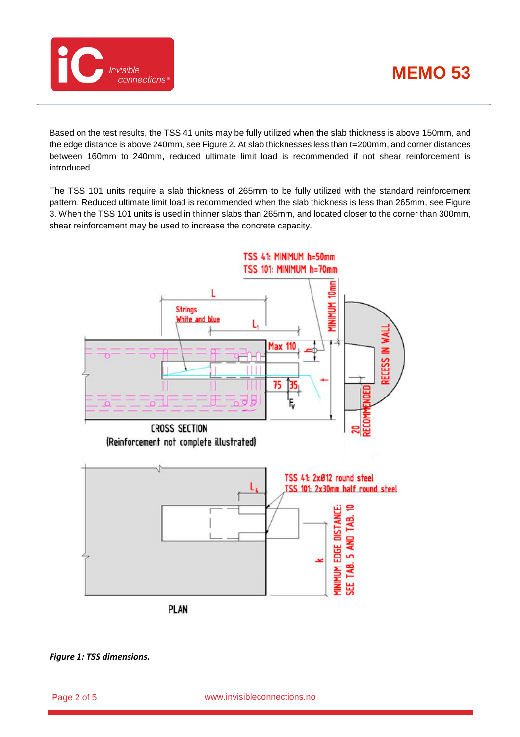Based on the test results, the TSS 41 units may be fully utilized when the slab thickness is above 150mm, and the edge distance is above 240mm, see Figure 2. At slab thicknesses less than t=200mm, and corner distances between 160mm to 240mm, reduced ultimate limit load is recommended if not shear reinforcement is introduced.

The TSS 101 units require a slab thickness of 265mm to be fully utilized with the standard reinforcement pattern. Reduced ultimate limit load is recommended when the slab thickness is less than 265mm, see Figure 3. When the TSS 101 units is used in thinner slabs than 265mm, and located closer to the corner than 300mm, shear reinforcement may be used to increase the concrete capacity.

***Figure 1: TSS dimensions.***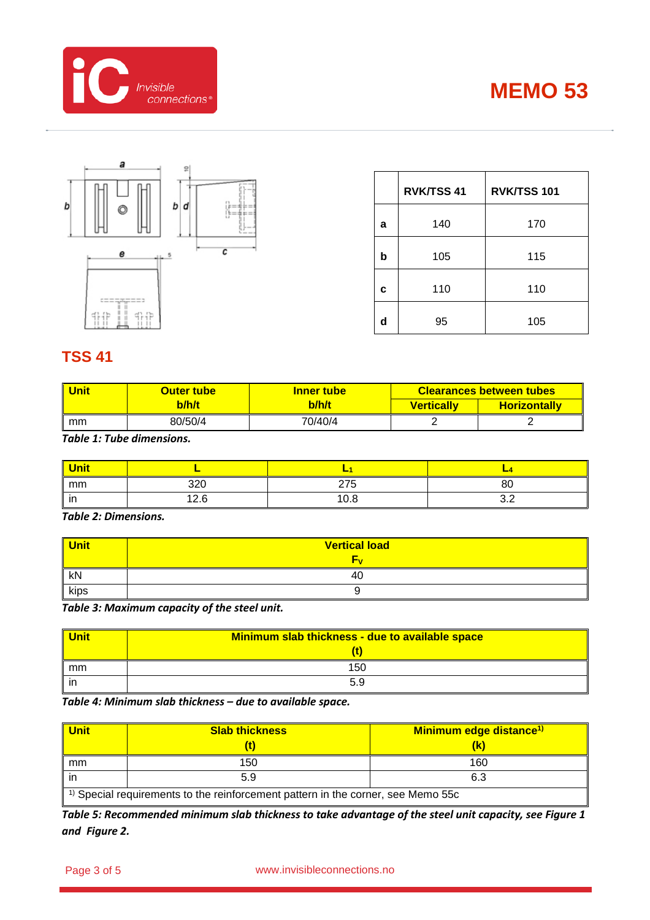| | RVK/TSS 41 | RVK/TSS 101 |
|---|---|---|
| **a** | 140 | 170 |
| **b** | 105 | 115 |
| **c** | 110 | 110 |
| **d** | 95 | 105 |

## TSS 41

| Unit | Outer tube b/h/t | Inner tube b/h/t | Clearances between tubes | |
|---|---|---|---|---|
| | | | Vertically | Horizontally |
| mm | 80/50/4 | 70/40/4 | 2 | 2 |

*Table 1: Tube dimensions.*

| Unit | L | $L_1$ | $L_4$ |
|---|---|---|---|
| mm | 320 | 275 | 80 |
| in | 12.6 | 10.8 | 3.2 |

*Table 2: Dimensions.*

| Unit | Vertical load $F_V$ |
|---|---|
| kN | 40 |
| kips | 9 |

*Table 3: Maximum capacity of the steel unit.*

| Unit | Minimum slab thickness - due to available space (t) |
|---|---|
| mm | 150 |
| in | 5.9 |

*Table 4: Minimum slab thickness – due to available space.*

| Unit | Slab thickness (t) | Minimum edge distance[1] (k) |
|---|---|---|
| mm | 150 | 160 |
| in | 5.9 | 6.3 |

[1] Special requirements to the reinforcement pattern in the corner, see Memo 55c

*Table 5: Recommended minimum slab thickness to take advantage of the steel unit capacity, see Figure 1 and Figure 2.*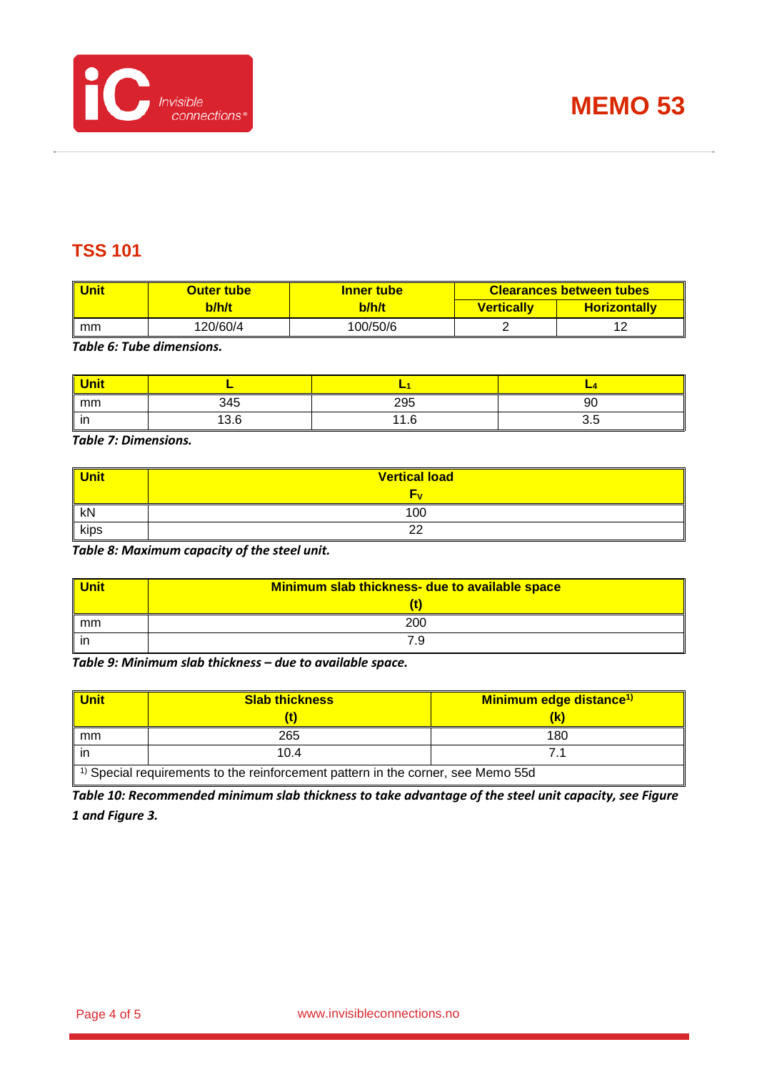## TSS 101

| Unit | Outer tube b/h/t | Inner tube b/h/t | Clearances between tubes | |
|---|---|---|---|---|
| | | | Vertically | Horizontally |
| mm | 120/60/4 | 100/50/6 | 2 | 12 |

***Table 6: Tube dimensions.***

| Unit | L | $L_1$ | $L_4$ |
|---|---|---|---|
| mm | 345 | 295 | 90 |
| in | 13.6 | 11.6 | 3.5 |

***Table 7: Dimensions.***

| Unit | Vertical load $F_v$ |
|---|---|
| kN | 100 |
| kips | 22 |

***Table 8: Maximum capacity of the steel unit.***

| Unit | Minimum slab thickness- due to available space (t) |
|---|---|
| mm | 200 |
| in | 7.9 |

***Table 9: Minimum slab thickness – due to available space.***

| Unit | Slab thickness (t) | Minimum edge distance[1)] (k) |
|---|---|---|
| mm | 265 | 180 |
| in | 10.4 | 7.1 |
| [1)] Special requirements to the reinforcement pattern in the corner, see Memo 55d | | |

***Table 10: Recommended minimum slab thickness to take advantage of the steel unit capacity, see Figure 1 and Figure 3.***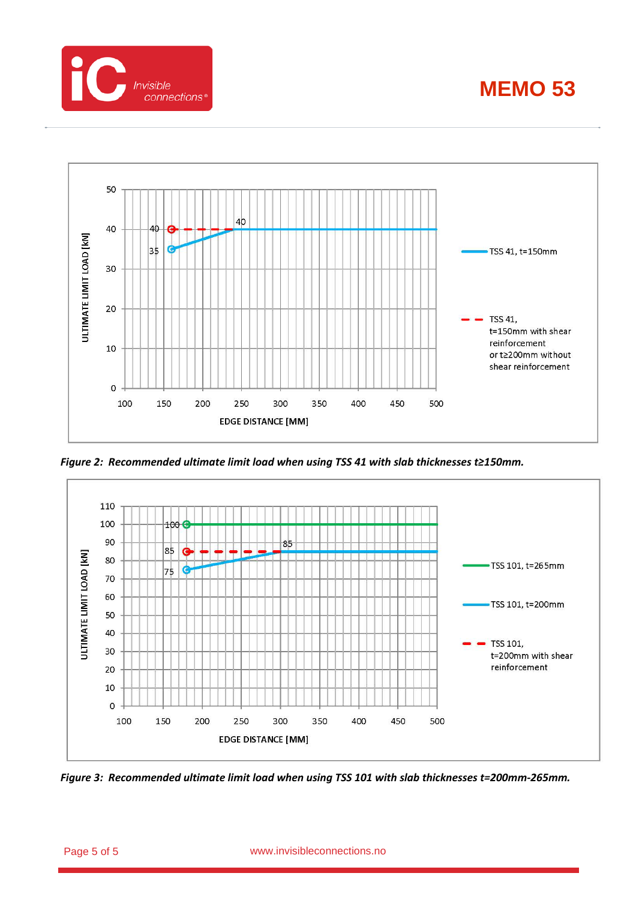ULTIMATE LIMIT LOAD [kN]

50
40
30
20
10
0

100 150 200 250 300 350 400 450 500

EDGE DISTANCE [MM]

40
35
40

TSS 41, t=150mm

TSS 41, t=150mm with shear reinforcement or t≥200mm without shear reinforcement

*Figure 2: Recommended ultimate limit load when using TSS 41 with slab thicknesses t≥150mm.*

ULTIMATE LIMIT LOAD [kN]

110
100
90
80
70
60
50
40
30
20
10
0

100 150 200 250 300 350 400 450 500

EDGE DISTANCE [MM]

100
85
75
85

TSS 101, t=265mm

TSS 101, t=200mm

TSS 101, t=200mm with shear reinforcement

*Figure 3: Recommended ultimate limit load when using TSS 101 with slab thicknesses t=200mm-265mm.*